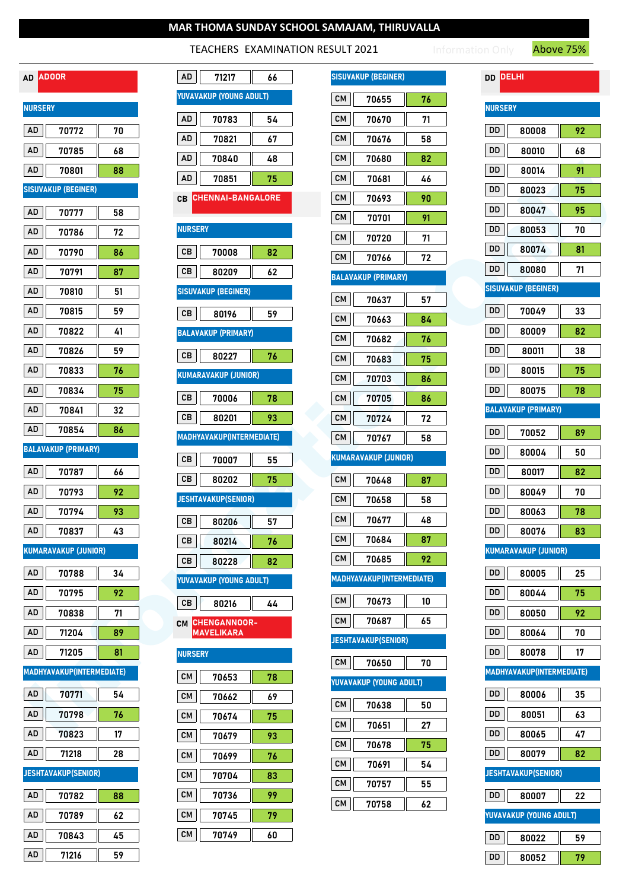# MAR THOMA SUNDAY SCHOOL SAMAJAM, THIRUVALLA

TEACHERS EXAMINATION RESULT 2021

Above 75%

## AD ADOOR

### NURSERY

| Code | Reg No | Marks |
|---|---|---|
| AD | 70772 | 70 |
| AD | 70785 | 68 |
| AD | 70801 | 88 |

### SISUVAKUP (BEGINER)

| Code | Reg No | Marks |
|---|---|---|
| AD | 70777 | 58 |
| AD | 70786 | 72 |
| AD | 70790 | 86 |
| AD | 70791 | 87 |
| AD | 70810 | 51 |
| AD | 70815 | 59 |
| AD | 70822 | 41 |
| AD | 70826 | 59 |
| AD | 70833 | 76 |
| AD | 70834 | 75 |
| AD | 70841 | 32 |
| AD | 70854 | 86 |

### BALAVAKUP (PRIMARY)

| Code | Reg No | Marks |
|---|---|---|
| AD | 70787 | 66 |
| AD | 70793 | 92 |
| AD | 70794 | 93 |
| AD | 70837 | 43 |

### KUMARAVAKUP (JUNIOR)

| Code | Reg No | Marks |
|---|---|---|
| AD | 70788 | 34 |
| AD | 70795 | 92 |
| AD | 70838 | 71 |
| AD | 71204 | 89 |
| AD | 71205 | 81 |

### MADHYAVAKUP(INTERMEDIATE)

| Code | Reg No | Marks |
|---|---|---|
| AD | 70771 | 54 |
| AD | 70798 | 76 |
| AD | 70823 | 17 |
| AD | 71218 | 28 |

### JESHTAVAKUP(SENIOR)

| Code | Reg No | Marks |
|---|---|---|
| AD | 70782 | 88 |
| AD | 70789 | 62 |
| AD | 70843 | 45 |
| AD | 71216 | 59 |
| AD | 71217 | 66 |

### YUVAVAKUP (YOUNG ADULT)

| Code | Reg No | Marks |
|---|---|---|
| AD | 70783 | 54 |
| AD | 70821 | 67 |
| AD | 70840 | 48 |
| AD | 70851 | 75 |

## CB CHENNAI-BANGALORE

### NURSERY

| Code | Reg No | Marks |
|---|---|---|
| CB | 70008 | 82 |
| CB | 80209 | 62 |

### SISUVAKUP (BEGINER)

| Code | Reg No | Marks |
|---|---|---|
| CB | 80196 | 59 |

### BALAVAKUP (PRIMARY)

| Code | Reg No | Marks |
|---|---|---|
| CB | 80227 | 76 |

### KUMARAVAKUP (JUNIOR)

| Code | Reg No | Marks |
|---|---|---|
| CB | 70006 | 78 |
| CB | 80201 | 93 |

### MADHYAVAKUP(INTERMEDIATE)

| Code | Reg No | Marks |
|---|---|---|
| CB | 70007 | 55 |
| CB | 80202 | 75 |

### JESHTAVAKUP(SENIOR)

| Code | Reg No | Marks |
|---|---|---|
| CB | 80206 | 57 |
| CB | 80214 | 76 |
| CB | 80228 | 82 |

### YUVAVAKUP (YOUNG ADULT)

| Code | Reg No | Marks |
|---|---|---|
| CB | 80216 | 44 |

## CM CHENGANNOOR-MAVELIKARA

### NURSERY

| Code | Reg No | Marks |
|---|---|---|
| CM | 70653 | 78 |
| CM | 70662 | 69 |
| CM | 70674 | 75 |
| CM | 70679 | 93 |
| CM | 70699 | 76 |
| CM | 70704 | 83 |
| CM | 70736 | 99 |
| CM | 70745 | 79 |
| CM | 70749 | 60 |

### SISUVAKUP (BEGINER)

| Code | Reg No | Marks |
|---|---|---|
| CM | 70655 | 76 |
| CM | 70670 | 71 |
| CM | 70676 | 58 |
| CM | 70680 | 82 |
| CM | 70681 | 46 |
| CM | 70693 | 90 |
| CM | 70701 | 91 |
| CM | 70720 | 71 |
| CM | 70766 | 72 |

### BALAVAKUP (PRIMARY)

| Code | Reg No | Marks |
|---|---|---|
| CM | 70637 | 57 |
| CM | 70663 | 84 |
| CM | 70682 | 76 |
| CM | 70683 | 75 |
| CM | 70703 | 86 |
| CM | 70705 | 86 |
| CM | 70724 | 72 |
| CM | 70767 | 58 |

### KUMARAVAKUP (JUNIOR)

| Code | Reg No | Marks |
|---|---|---|
| CM | 70648 | 87 |
| CM | 70658 | 58 |
| CM | 70677 | 48 |
| CM | 70684 | 87 |
| CM | 70685 | 92 |

### MADHYAVAKUP(INTERMEDIATE)

| Code | Reg No | Marks |
|---|---|---|
| CM | 70673 | 10 |
| CM | 70687 | 65 |

### JESHTAVAKUP(SENIOR)

| Code | Reg No | Marks |
|---|---|---|
| CM | 70650 | 70 |

### YUVAVAKUP (YOUNG ADULT)

| Code | Reg No | Marks |
|---|---|---|
| CM | 70638 | 50 |
| CM | 70651 | 27 |
| CM | 70678 | 75 |
| CM | 70691 | 54 |
| CM | 70757 | 55 |
| CM | 70758 | 62 |

## DD DELHI

### NURSERY

| Code | Reg No | Marks |
|---|---|---|
| DD | 80008 | 92 |
| DD | 80010 | 68 |
| DD | 80014 | 91 |
| DD | 80023 | 75 |
| DD | 80047 | 95 |
| DD | 80053 | 70 |
| DD | 80074 | 81 |
| DD | 80080 | 71 |

### SISUVAKUP (BEGINER)

| Code | Reg No | Marks |
|---|---|---|
| DD | 70049 | 33 |
| DD | 80009 | 82 |
| DD | 80011 | 38 |
| DD | 80015 | 75 |
| DD | 80075 | 78 |

### BALAVAKUP (PRIMARY)

| Code | Reg No | Marks |
|---|---|---|
| DD | 70052 | 89 |
| DD | 80004 | 50 |
| DD | 80017 | 82 |
| DD | 80049 | 70 |
| DD | 80063 | 78 |
| DD | 80076 | 83 |

### KUMARAVAKUP (JUNIOR)

| Code | Reg No | Marks |
|---|---|---|
| DD | 80005 | 25 |
| DD | 80044 | 75 |
| DD | 80050 | 92 |
| DD | 80064 | 70 |
| DD | 80078 | 17 |

### MADHYAVAKUP(INTERMEDIATE)

| Code | Reg No | Marks |
|---|---|---|
| DD | 80006 | 35 |
| DD | 80051 | 63 |
| DD | 80065 | 47 |
| DD | 80079 | 82 |

### JESHTAVAKUP(SENIOR)

| Code | Reg No | Marks |
|---|---|---|
| DD | 80007 | 22 |

### YUVAVAKUP (YOUNG ADULT)

| Code | Reg No | Marks |
|---|---|---|
| DD | 80022 | 59 |
| DD | 80052 | 79 |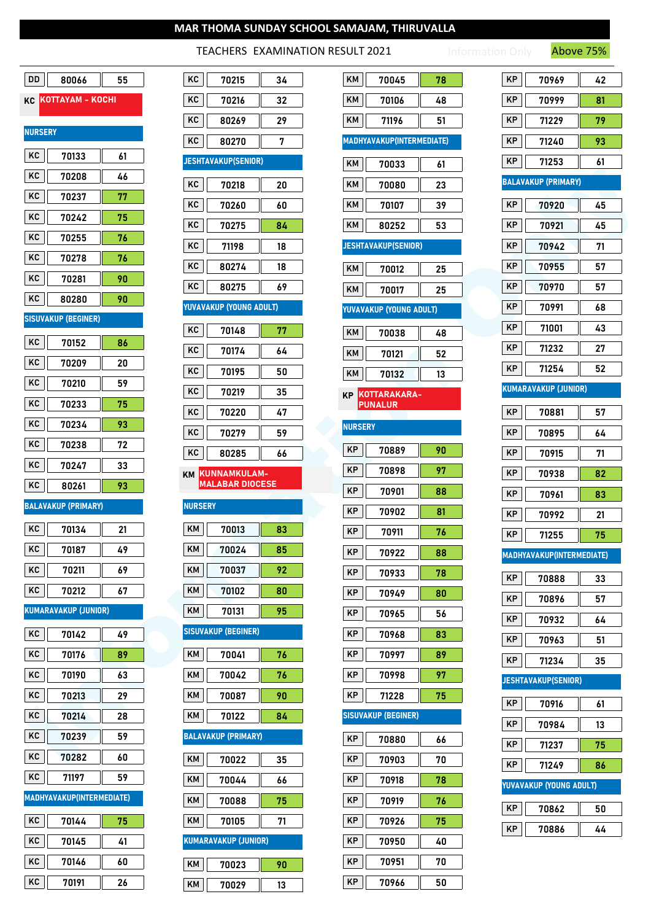# MAR THOMA SUNDAY SCHOOL SAMAJAM, THIRUVALLA

TEACHERS EXAMINATION RESULT 2021

Above 75%

| DD | 80066 | 55 |
|---|---|---|

## KC KOTTAYAM - KOCHI

### NURSERY

| | | |
|---|---|---|
| KC | 70133 | 61 |
| KC | 70208 | 46 |
| KC | 70237 | 77 |
| KC | 70242 | 75 |
| KC | 70255 | 76 |
| KC | 70278 | 76 |
| KC | 70281 | 90 |
| KC | 80280 | 90 |

### SISUVAKUP (BEGINER)

| | | |
|---|---|---|
| KC | 70152 | 86 |
| KC | 70209 | 20 |
| KC | 70210 | 59 |
| KC | 70233 | 75 |
| KC | 70234 | 93 |
| KC | 70238 | 72 |
| KC | 70247 | 33 |
| KC | 80261 | 93 |

### BALAVAKUP (PRIMARY)

| | | |
|---|---|---|
| KC | 70134 | 21 |
| KC | 70187 | 49 |
| KC | 70211 | 69 |
| KC | 70212 | 67 |

### KUMARAVAKUP (JUNIOR)

| | | |
|---|---|---|
| KC | 70142 | 49 |
| KC | 70176 | 89 |
| KC | 70190 | 63 |
| KC | 70213 | 29 |
| KC | 70214 | 28 |
| KC | 70239 | 59 |
| KC | 70282 | 60 |
| KC | 71197 | 59 |

### MADHYAVAKUP(INTERMEDIATE)

| | | |
|---|---|---|
| KC | 70144 | 75 |
| KC | 70145 | 41 |
| KC | 70146 | 60 |
| KC | 70191 | 26 |
| KC | 70215 | 34 |
| KC | 70216 | 32 |
| KC | 80269 | 29 |
| KC | 80270 | 7 |

### JESHTAVAKUP(SENIOR)

| | | |
|---|---|---|
| KC | 70218 | 20 |
| KC | 70260 | 60 |
| KC | 70275 | 84 |
| KC | 71198 | 18 |
| KC | 80274 | 18 |
| KC | 80275 | 69 |

### YUVAVAKUP (YOUNG ADULT)

| | | |
|---|---|---|
| KC | 70148 | 77 |
| KC | 70174 | 64 |
| KC | 70195 | 50 |
| KC | 70219 | 35 |
| KC | 70220 | 47 |
| KC | 70279 | 59 |
| KC | 80285 | 66 |

## KM KUNNAMKULAM-MALABAR DIOCESE

### NURSERY

| | | |
|---|---|---|
| KM | 70013 | 83 |
| KM | 70024 | 85 |
| KM | 70037 | 92 |
| KM | 70102 | 80 |
| KM | 70131 | 95 |

### SISUVAKUP (BEGINER)

| | | |
|---|---|---|
| KM | 70041 | 76 |
| KM | 70042 | 76 |
| KM | 70087 | 90 |
| KM | 70122 | 84 |

### BALAVAKUP (PRIMARY)

| | | |
|---|---|---|
| KM | 70022 | 35 |
| KM | 70044 | 66 |
| KM | 70088 | 75 |
| KM | 70105 | 71 |

### KUMARAVAKUP (JUNIOR)

| | | |
|---|---|---|
| KM | 70023 | 90 |
| KM | 70029 | 13 |
| KM | 70045 | 78 |
| KM | 70106 | 48 |
| KM | 71196 | 51 |

### MADHYAVAKUP(INTERMEDIATE)

| | | |
|---|---|---|
| KM | 70033 | 61 |
| KM | 70080 | 23 |
| KM | 70107 | 39 |
| KM | 80252 | 53 |

### JESHTAVAKUP(SENIOR)

| | | |
|---|---|---|
| KM | 70012 | 25 |
| KM | 70017 | 25 |

### YUVAVAKUP (YOUNG ADULT)

| | | |
|---|---|---|
| KM | 70038 | 48 |
| KM | 70121 | 52 |
| KM | 70132 | 13 |

## KP KOTTARAKARA-PUNALUR

### NURSERY

| | | |
|---|---|---|
| KP | 70889 | 90 |
| KP | 70898 | 97 |
| KP | 70901 | 88 |
| KP | 70902 | 81 |
| KP | 70911 | 76 |
| KP | 70922 | 88 |
| KP | 70933 | 78 |
| KP | 70949 | 80 |
| KP | 70965 | 56 |
| KP | 70968 | 83 |
| KP | 70997 | 89 |
| KP | 70998 | 97 |
| KP | 71228 | 75 |

### SISUVAKUP (BEGINER)

| | | |
|---|---|---|
| KP | 70880 | 66 |
| KP | 70903 | 70 |
| KP | 70918 | 78 |
| KP | 70919 | 76 |
| KP | 70926 | 75 |
| KP | 70950 | 40 |
| KP | 70951 | 70 |
| KP | 70966 | 50 |
| KP | 70969 | 42 |
| KP | 70999 | 81 |
| KP | 71229 | 79 |
| KP | 71240 | 93 |
| KP | 71253 | 61 |

### BALAVAKUP (PRIMARY)

| | | |
|---|---|---|
| KP | 70920 | 45 |
| KP | 70921 | 45 |
| KP | 70942 | 71 |
| KP | 70955 | 57 |
| KP | 70970 | 57 |
| KP | 70991 | 68 |
| KP | 71001 | 43 |
| KP | 71232 | 27 |
| KP | 71254 | 52 |

### KUMARAVAKUP (JUNIOR)

| | | |
|---|---|---|
| KP | 70881 | 57 |
| KP | 70895 | 64 |
| KP | 70915 | 71 |
| KP | 70938 | 82 |
| KP | 70961 | 83 |
| KP | 70992 | 21 |
| KP | 71255 | 75 |

### MADHYAVAKUP(INTERMEDIATE)

| | | |
|---|---|---|
| KP | 70888 | 33 |
| KP | 70896 | 57 |
| KP | 70932 | 64 |
| KP | 70963 | 51 |
| KP | 71234 | 35 |

### JESHTAVAKUP(SENIOR)

| | | |
|---|---|---|
| KP | 70916 | 61 |
| KP | 70984 | 13 |
| KP | 71237 | 75 |
| KP | 71249 | 86 |

### YUVAVAKUP (YOUNG ADULT)

| | | |
|---|---|---|
| KP | 70862 | 50 |
| KP | 70886 | 44 |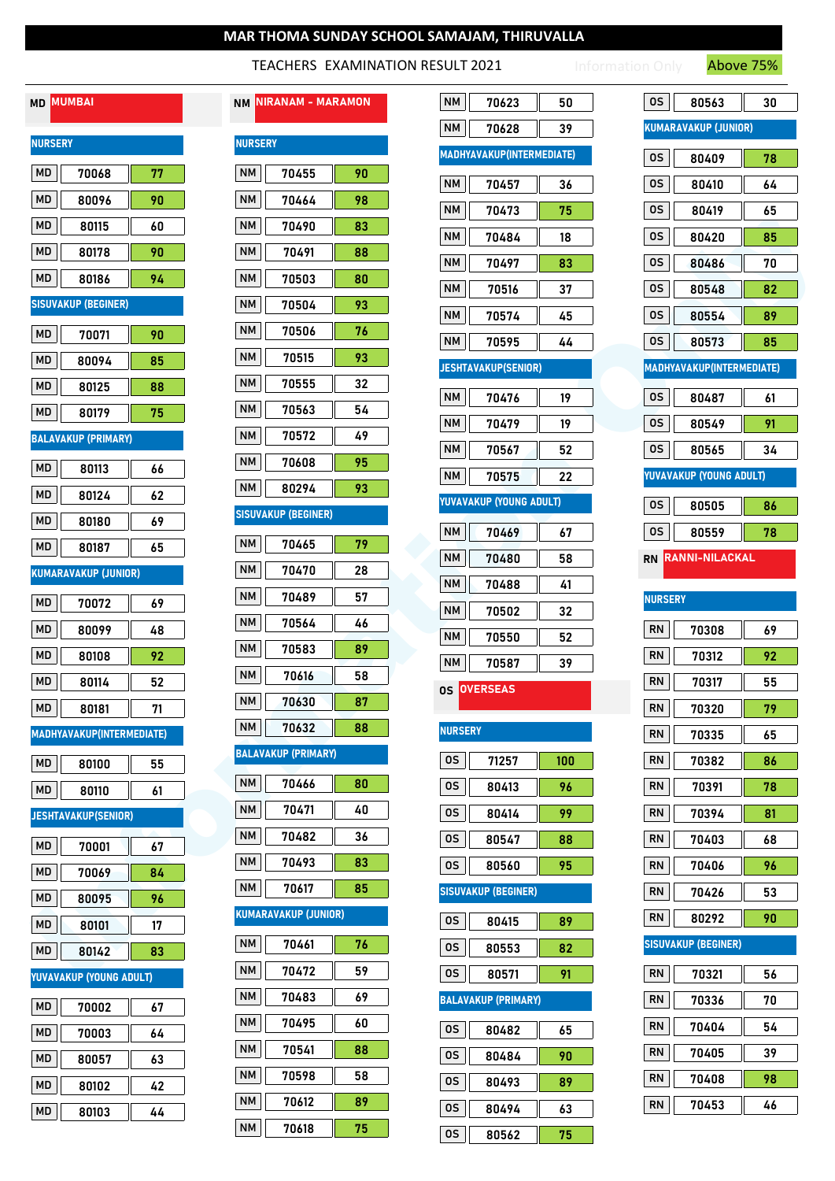# MAR THOMA SUNDAY SCHOOL SAMAJAM, THIRUVALLA

TEACHERS EXAMINATION RESULT 2021

Information Only — Above 75%

## MD MUMBAI

### NURSERY

| | | |
|---|---|---|
| MD | 70068 | 77 |
| MD | 80096 | 90 |
| MD | 80115 | 60 |
| MD | 80178 | 90 |
| MD | 80186 | 94 |

### SISUVAKUP (BEGINER)

| | | |
|---|---|---|
| MD | 70071 | 90 |
| MD | 80094 | 85 |
| MD | 80125 | 88 |
| MD | 80179 | 75 |

### BALAVAKUP (PRIMARY)

| | | |
|---|---|---|
| MD | 80113 | 66 |
| MD | 80124 | 62 |
| MD | 80180 | 69 |
| MD | 80187 | 65 |

### KUMARAVAKUP (JUNIOR)

| | | |
|---|---|---|
| MD | 70072 | 69 |
| MD | 80099 | 48 |
| MD | 80108 | 92 |
| MD | 80114 | 52 |
| MD | 80181 | 71 |

### MADHYAVAKUP(INTERMEDIATE)

| | | |
|---|---|---|
| MD | 80100 | 55 |
| MD | 80110 | 61 |

### JESHTAVAKUP(SENIOR)

| | | |
|---|---|---|
| MD | 70001 | 67 |
| MD | 70069 | 84 |
| MD | 80095 | 96 |
| MD | 80101 | 17 |
| MD | 80142 | 83 |

### YUVAVAKUP (YOUNG ADULT)

| | | |
|---|---|---|
| MD | 70002 | 67 |
| MD | 70003 | 64 |
| MD | 80057 | 63 |
| MD | 80102 | 42 |
| MD | 80103 | 44 |

## NM NIRANAM - MARAMON

### NURSERY

| | | |
|---|---|---|
| NM | 70455 | 90 |
| NM | 70464 | 98 |
| NM | 70490 | 83 |
| NM | 70491 | 88 |
| NM | 70503 | 80 |
| NM | 70504 | 93 |
| NM | 70506 | 76 |
| NM | 70515 | 93 |
| NM | 70555 | 32 |
| NM | 70563 | 54 |
| NM | 70572 | 49 |
| NM | 70608 | 95 |
| NM | 80294 | 93 |

### SISUVAKUP (BEGINER)

| | | |
|---|---|---|
| NM | 70465 | 79 |
| NM | 70470 | 28 |
| NM | 70489 | 57 |
| NM | 70564 | 46 |
| NM | 70583 | 89 |
| NM | 70616 | 58 |
| NM | 70630 | 87 |
| NM | 70632 | 88 |

### BALAVAKUP (PRIMARY)

| | | |
|---|---|---|
| NM | 70466 | 80 |
| NM | 70471 | 40 |
| NM | 70482 | 36 |
| NM | 70493 | 83 |
| NM | 70617 | 85 |

### KUMARAVAKUP (JUNIOR)

| | | |
|---|---|---|
| NM | 70461 | 76 |
| NM | 70472 | 59 |
| NM | 70483 | 69 |
| NM | 70495 | 60 |
| NM | 70541 | 88 |
| NM | 70598 | 58 |
| NM | 70612 | 89 |
| NM | 70618 | 75 |
| NM | 70623 | 50 |
| NM | 70628 | 39 |

### MADHYAVAKUP(INTERMEDIATE)

| | | |
|---|---|---|
| NM | 70457 | 36 |
| NM | 70473 | 75 |
| NM | 70484 | 18 |
| NM | 70497 | 83 |
| NM | 70516 | 37 |
| NM | 70574 | 45 |
| NM | 70595 | 44 |

### JESHTAVAKUP(SENIOR)

| | | |
|---|---|---|
| NM | 70476 | 19 |
| NM | 70479 | 19 |
| NM | 70567 | 52 |
| NM | 70575 | 22 |

### YUVAVAKUP (YOUNG ADULT)

| | | |
|---|---|---|
| NM | 70469 | 67 |
| NM | 70480 | 58 |
| NM | 70488 | 41 |
| NM | 70502 | 32 |
| NM | 70550 | 52 |
| NM | 70587 | 39 |

## OS OVERSEAS

### NURSERY

| | | |
|---|---|---|
| OS | 71257 | 100 |
| OS | 80413 | 96 |
| OS | 80414 | 99 |
| OS | 80547 | 88 |
| OS | 80560 | 95 |

### SISUVAKUP (BEGINER)

| | | |
|---|---|---|
| OS | 80415 | 89 |
| OS | 80553 | 82 |
| OS | 80571 | 91 |

### BALAVAKUP (PRIMARY)

| | | |
|---|---|---|
| OS | 80482 | 65 |
| OS | 80484 | 90 |
| OS | 80493 | 89 |
| OS | 80494 | 63 |
| OS | 80562 | 75 |
| OS | 80563 | 30 |

### KUMARAVAKUP (JUNIOR)

| | | |
|---|---|---|
| OS | 80409 | 78 |
| OS | 80410 | 64 |
| OS | 80419 | 65 |
| OS | 80420 | 85 |
| OS | 80486 | 70 |
| OS | 80548 | 82 |
| OS | 80554 | 89 |
| OS | 80573 | 85 |

### MADHYAVAKUP(INTERMEDIATE)

| | | |
|---|---|---|
| OS | 80487 | 61 |
| OS | 80549 | 91 |
| OS | 80565 | 34 |

### YUVAVAKUP (YOUNG ADULT)

| | | |
|---|---|---|
| OS | 80505 | 86 |
| OS | 80559 | 78 |

## RN RANNI-NILACKAL

### NURSERY

| | | |
|---|---|---|
| RN | 70308 | 69 |
| RN | 70312 | 92 |
| RN | 70317 | 55 |
| RN | 70320 | 79 |
| RN | 70335 | 65 |
| RN | 70382 | 86 |
| RN | 70391 | 78 |
| RN | 70394 | 81 |
| RN | 70403 | 68 |
| RN | 70406 | 96 |
| RN | 70426 | 53 |
| RN | 80292 | 90 |

### SISUVAKUP (BEGINER)

| | | |
|---|---|---|
| RN | 70321 | 56 |
| RN | 70336 | 70 |
| RN | 70404 | 54 |
| RN | 70405 | 39 |
| RN | 70408 | 98 |
| RN | 70453 | 46 |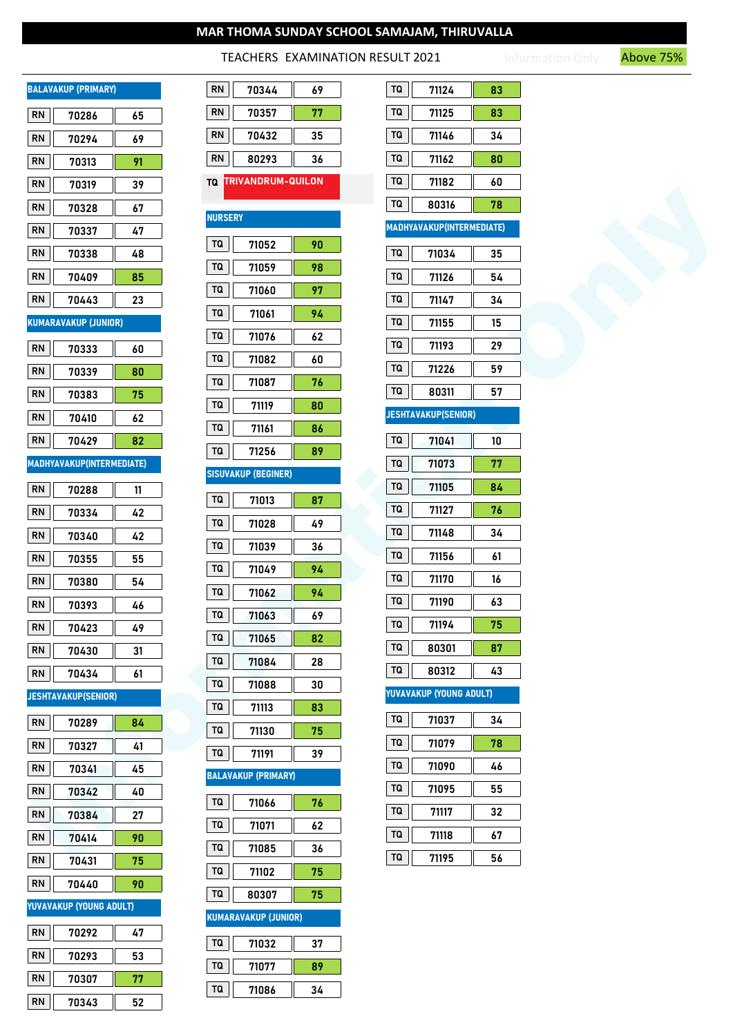# MAR THOMA SUNDAY SCHOOL SAMAJAM, THIRUVALLA

TEACHERS EXAMINATION RESULT 2021

Above 75%

## BALAVAKUP (PRIMARY)

| | | |
|---|---|---|
| RN | 70286 | 65 |
| RN | 70294 | 69 |
| RN | 70313 | 91 |
| RN | 70319 | 39 |
| RN | 70328 | 67 |
| RN | 70337 | 47 |
| RN | 70338 | 48 |
| RN | 70409 | 85 |
| RN | 70443 | 23 |

## KUMARAVAKUP (JUNIOR)

| | | |
|---|---|---|
| RN | 70333 | 60 |
| RN | 70339 | 80 |
| RN | 70383 | 75 |
| RN | 70410 | 62 |
| RN | 70429 | 82 |

## MADHYAVAKUP(INTERMEDIATE)

| | | |
|---|---|---|
| RN | 70288 | 11 |
| RN | 70334 | 42 |
| RN | 70340 | 42 |
| RN | 70355 | 55 |
| RN | 70380 | 54 |
| RN | 70393 | 46 |
| RN | 70423 | 49 |
| RN | 70430 | 31 |
| RN | 70434 | 61 |

## JESHTAVAKUP(SENIOR)

| | | |
|---|---|---|
| RN | 70289 | 84 |
| RN | 70327 | 41 |
| RN | 70341 | 45 |
| RN | 70342 | 40 |
| RN | 70384 | 27 |
| RN | 70414 | 90 |
| RN | 70431 | 75 |
| RN | 70440 | 90 |

## YUVAVAKUP (YOUNG ADULT)

| | | |
|---|---|---|
| RN | 70292 | 47 |
| RN | 70293 | 53 |
| RN | 70307 | 77 |
| RN | 70343 | 52 |
| RN | 70344 | 69 |
| RN | 70357 | 77 |
| RN | 70432 | 35 |
| RN | 80293 | 36 |

# TQ TRIVANDRUM-QUILON

## NURSERY

| | | |
|---|---|---|
| TQ | 71052 | 90 |
| TQ | 71059 | 98 |
| TQ | 71060 | 97 |
| TQ | 71061 | 94 |
| TQ | 71076 | 62 |
| TQ | 71082 | 60 |
| TQ | 71087 | 76 |
| TQ | 71119 | 80 |
| TQ | 71161 | 86 |
| TQ | 71256 | 89 |

## SISUVAKUP (BEGINER)

| | | |
|---|---|---|
| TQ | 71013 | 87 |
| TQ | 71028 | 49 |
| TQ | 71039 | 36 |
| TQ | 71049 | 94 |
| TQ | 71062 | 94 |
| TQ | 71063 | 69 |
| TQ | 71065 | 82 |
| TQ | 71084 | 28 |
| TQ | 71088 | 30 |
| TQ | 71113 | 83 |
| TQ | 71130 | 75 |
| TQ | 71191 | 39 |

## BALAVAKUP (PRIMARY)

| | | |
|---|---|---|
| TQ | 71066 | 76 |
| TQ | 71071 | 62 |
| TQ | 71085 | 36 |
| TQ | 71102 | 75 |
| TQ | 80307 | 75 |

## KUMARAVAKUP (JUNIOR)

| | | |
|---|---|---|
| TQ | 71032 | 37 |
| TQ | 71077 | 89 |
| TQ | 71086 | 34 |
| TQ | 71124 | 83 |
| TQ | 71125 | 83 |
| TQ | 71146 | 34 |
| TQ | 71162 | 80 |
| TQ | 71182 | 60 |
| TQ | 80316 | 78 |

## MADHYAVAKUP(INTERMEDIATE)

| | | |
|---|---|---|
| TQ | 71034 | 35 |
| TQ | 71126 | 54 |
| TQ | 71147 | 34 |
| TQ | 71155 | 15 |
| TQ | 71193 | 29 |
| TQ | 71226 | 59 |
| TQ | 80311 | 57 |

## JESHTAVAKUP(SENIOR)

| | | |
|---|---|---|
| TQ | 71041 | 10 |
| TQ | 71073 | 77 |
| TQ | 71105 | 84 |
| TQ | 71127 | 76 |
| TQ | 71148 | 34 |
| TQ | 71156 | 61 |
| TQ | 71170 | 16 |
| TQ | 71190 | 63 |
| TQ | 71194 | 75 |
| TQ | 80301 | 87 |
| TQ | 80312 | 43 |

## YUVAVAKUP (YOUNG ADULT)

| | | |
|---|---|---|
| TQ | 71037 | 34 |
| TQ | 71079 | 78 |
| TQ | 71090 | 46 |
| TQ | 71095 | 55 |
| TQ | 71117 | 32 |
| TQ | 71118 | 67 |
| TQ | 71195 | 56 |